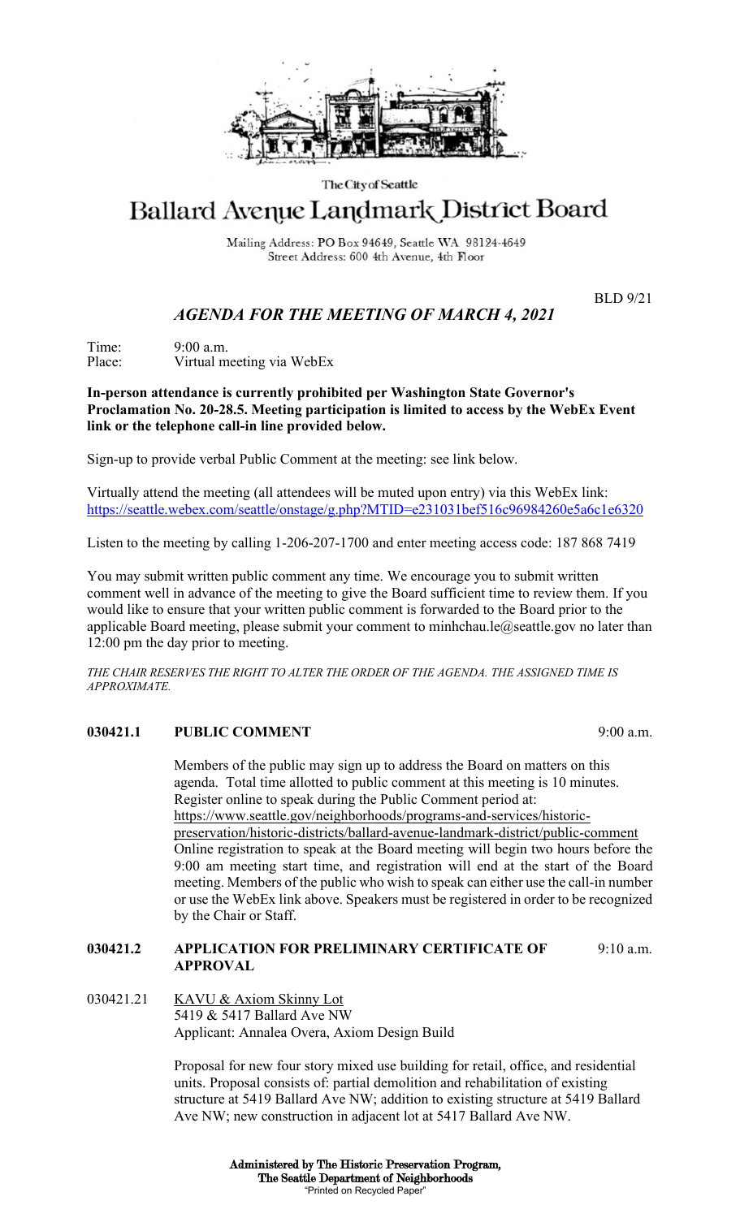The City of Seattle

# Ballard Avenue Landmark District Board

Mailing Address: PO Box 94649, Seattle WA 98124-4649
Street Address: 600 4th Avenue, 4th Floor

BLD 9/21

## *AGENDA FOR THE MEETING OF MARCH 4, 2021*

Time: 9:00 a.m.
Place: Virtual meeting via WebEx

**In-person attendance is currently prohibited per Washington State Governor's Proclamation No. 20-28.5. Meeting participation is limited to access by the WebEx Event link or the telephone call-in line provided below.**

Sign-up to provide verbal Public Comment at the meeting: see link below.

Virtually attend the meeting (all attendees will be muted upon entry) via this WebEx link:
https://seattle.webex.com/seattle/onstage/g.php?MTID=e231031bef516c96984260e5a6c1e6320

Listen to the meeting by calling 1-206-207-1700 and enter meeting access code: 187 868 7419

You may submit written public comment any time. We encourage you to submit written comment well in advance of the meeting to give the Board sufficient time to review them. If you would like to ensure that your written public comment is forwarded to the Board prior to the applicable Board meeting, please submit your comment to minhchau.le@seattle.gov no later than 12:00 pm the day prior to meeting.

*THE CHAIR RESERVES THE RIGHT TO ALTER THE ORDER OF THE AGENDA. THE ASSIGNED TIME IS APPROXIMATE.*

**030421.1 PUBLIC COMMENT** 9:00 a.m.

Members of the public may sign up to address the Board on matters on this agenda. Total time allotted to public comment at this meeting is 10 minutes. Register online to speak during the Public Comment period at:
https://www.seattle.gov/neighborhoods/programs-and-services/historic-preservation/historic-districts/ballard-avenue-landmark-district/public-comment
Online registration to speak at the Board meeting will begin two hours before the 9:00 am meeting start time, and registration will end at the start of the Board meeting. Members of the public who wish to speak can either use the call-in number or use the WebEx link above. Speakers must be registered in order to be recognized by the Chair or Staff.

**030421.2 APPLICATION FOR PRELIMINARY CERTIFICATE OF APPROVAL** 9:10 a.m.

030421.21 KAVU & Axiom Skinny Lot
5419 & 5417 Ballard Ave NW
Applicant: Annalea Overa, Axiom Design Build

Proposal for new four story mixed use building for retail, office, and residential units. Proposal consists of: partial demolition and rehabilitation of existing structure at 5419 Ballard Ave NW; addition to existing structure at 5419 Ballard Ave NW; new construction in adjacent lot at 5417 Ballard Ave NW.

**Administered by The Historic Preservation Program,**
**The Seattle Department of Neighborhoods**
"Printed on Recycled Paper"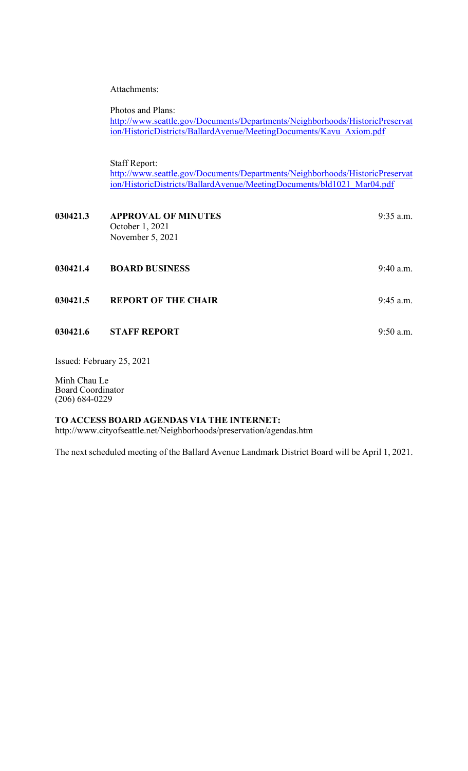Attachments:

Photos and Plans:
http://www.seattle.gov/Documents/Departments/Neighborhoods/HistoricPreservation/HistoricDistricts/BallardAvenue/MeetingDocuments/Kavu_Axiom.pdf

Staff Report:
http://www.seattle.gov/Documents/Departments/Neighborhoods/HistoricPreservation/HistoricDistricts/BallardAvenue/MeetingDocuments/bld1021_Mar04.pdf

**030421.3** **APPROVAL OF MINUTES** 9:35 a.m.
October 1, 2021
November 5, 2021

**030421.4** **BOARD BUSINESS** 9:40 a.m.

**030421.5** **REPORT OF THE CHAIR** 9:45 a.m.

**030421.6** **STAFF REPORT** 9:50 a.m.

Issued: February 25, 2021

Minh Chau Le
Board Coordinator
(206) 684-0229

**TO ACCESS BOARD AGENDAS VIA THE INTERNET:**
http://www.cityofseattle.net/Neighborhoods/preservation/agendas.htm

The next scheduled meeting of the Ballard Avenue Landmark District Board will be April 1, 2021.